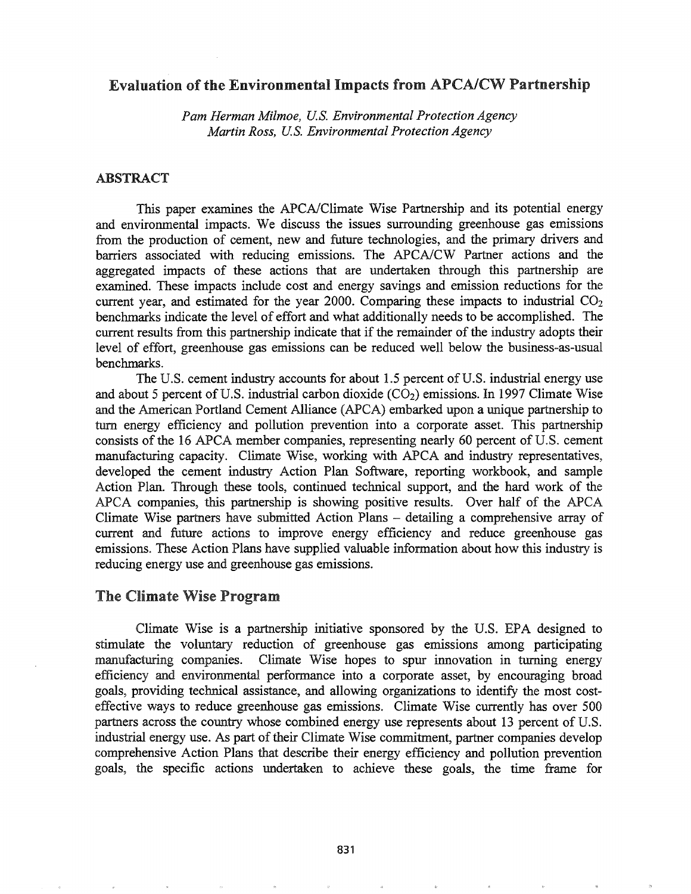# Evaluation of the Environmental Impacts from APCA/CW Partnership

*Pam Herman Milmoe, U.S. Environmental Protection Agency*
*Martin Ross, U.S. Environmental Protection Agency*

## ABSTRACT

This paper examines the APCA/Climate Wise Partnership and its potential energy and environmental impacts. We discuss the issues surrounding greenhouse gas emissions from the production of cement, new and future technologies, and the primary drivers and barriers associated with reducing emissions. The APCA/CW Partner actions and the aggregated impacts of these actions that are undertaken through this partnership are examined. These impacts include cost and energy savings and emission reductions for the current year, and estimated for the year 2000. Comparing these impacts to industrial $CO_2$ benchmarks indicate the level of effort and what additionally needs to be accomplished. The current results from this partnership indicate that if the remainder of the industry adopts their level of effort, greenhouse gas emissions can be reduced well below the business-as-usual benchmarks.

The U.S. cement industry accounts for about 1.5 percent of U.S. industrial energy use and about 5 percent of U.S. industrial carbon dioxide ($CO_2$) emissions. In 1997 Climate Wise and the American Portland Cement Alliance (APCA) embarked upon a unique partnership to turn energy efficiency and pollution prevention into a corporate asset. This partnership consists of the 16 APCA member companies, representing nearly 60 percent of U.S. cement manufacturing capacity. Climate Wise, working with APCA and industry representatives, developed the cement industry Action Plan Software, reporting workbook, and sample Action Plan. Through these tools, continued technical support, and the hard work of the APCA companies, this partnership is showing positive results. Over half of the APCA Climate Wise partners have submitted Action Plans – detailing a comprehensive array of current and future actions to improve energy efficiency and reduce greenhouse gas emissions. These Action Plans have supplied valuable information about how this industry is reducing energy use and greenhouse gas emissions.

## The Climate Wise Program

Climate Wise is a partnership initiative sponsored by the U.S. EPA designed to stimulate the voluntary reduction of greenhouse gas emissions among participating manufacturing companies. Climate Wise hopes to spur innovation in turning energy efficiency and environmental performance into a corporate asset, by encouraging broad goals, providing technical assistance, and allowing organizations to identify the most cost-effective ways to reduce greenhouse gas emissions. Climate Wise currently has over 500 partners across the country whose combined energy use represents about 13 percent of U.S. industrial energy use. As part of their Climate Wise commitment, partner companies develop comprehensive Action Plans that describe their energy efficiency and pollution prevention goals, the specific actions undertaken to achieve these goals, the time frame for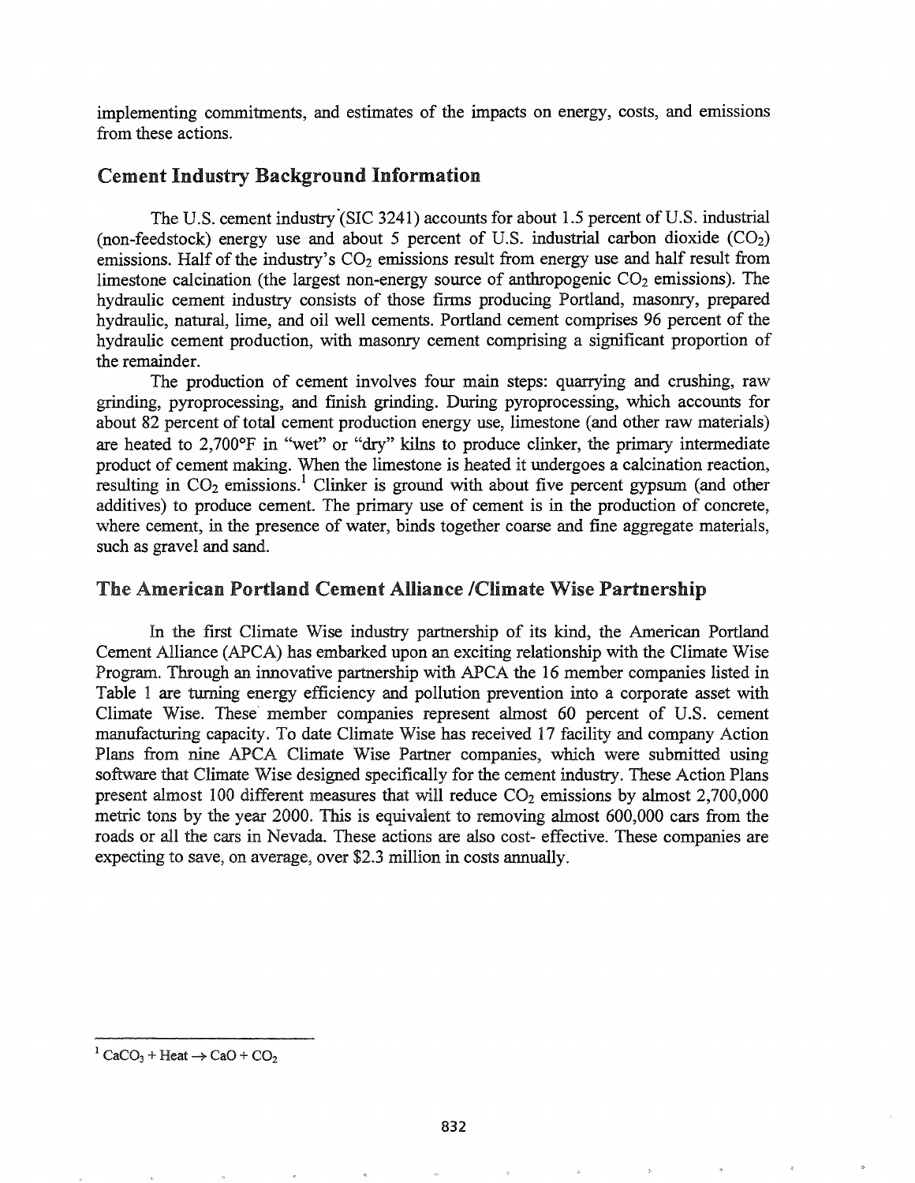implementing commitments, and estimates of the impacts on energy, costs, and emissions from these actions.

## Cement Industry Background Information

The U.S. cement industry (SIC 3241) accounts for about 1.5 percent of U.S. industrial (non-feedstock) energy use and about 5 percent of U.S. industrial carbon dioxide ($CO_2$) emissions. Half of the industry's $CO_2$ emissions result from energy use and half result from limestone calcination (the largest non-energy source of anthropogenic $CO_2$ emissions). The hydraulic cement industry consists of those firms producing Portland, masonry, prepared hydraulic, natural, lime, and oil well cements. Portland cement comprises 96 percent of the hydraulic cement production, with masonry cement comprising a significant proportion of the remainder.

The production of cement involves four main steps: quarrying and crushing, raw grinding, pyroprocessing, and finish grinding. During pyroprocessing, which accounts for about 82 percent of total cement production energy use, limestone (and other raw materials) are heated to 2,700°F in "wet" or "dry" kilns to produce clinker, the primary intermediate product of cement making. When the limestone is heated it undergoes a calcination reaction, resulting in $CO_2$ emissions.[1] Clinker is ground with about five percent gypsum (and other additives) to produce cement. The primary use of cement is in the production of concrete, where cement, in the presence of water, binds together coarse and fine aggregate materials, such as gravel and sand.

## The American Portland Cement Alliance /Climate Wise Partnership

In the first Climate Wise industry partnership of its kind, the American Portland Cement Alliance (APCA) has embarked upon an exciting relationship with the Climate Wise Program. Through an innovative partnership with APCA the 16 member companies listed in Table 1 are turning energy efficiency and pollution prevention into a corporate asset with Climate Wise. These member companies represent almost 60 percent of U.S. cement manufacturing capacity. To date Climate Wise has received 17 facility and company Action Plans from nine APCA Climate Wise Partner companies, which were submitted using software that Climate Wise designed specifically for the cement industry. These Action Plans present almost 100 different measures that will reduce $CO_2$ emissions by almost 2,700,000 metric tons by the year 2000. This is equivalent to removing almost 600,000 cars from the roads or all the cars in Nevada. These actions are also cost- effective. These companies are expecting to save, on average, over $2.3 million in costs annually.

---

[1] $CaCO_3 + Heat \rightarrow CaO + CO_2$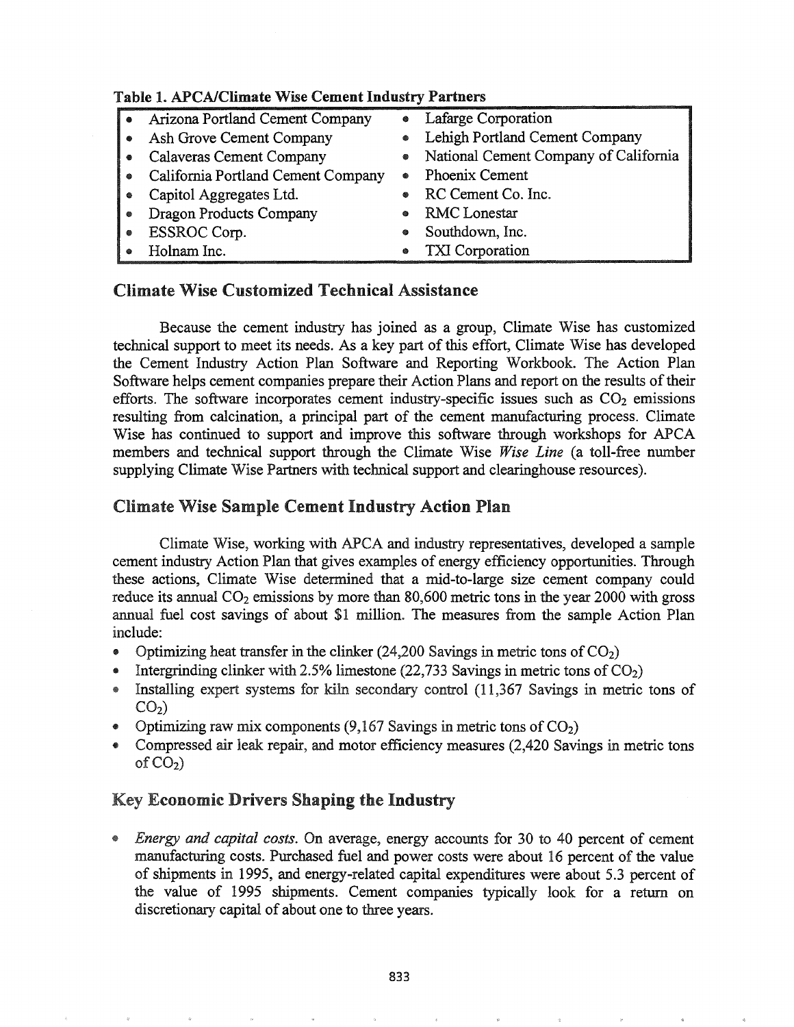**Table 1. APCA/Climate Wise Cement Industry Partners**

| | |
|---|---|
| • Arizona Portland Cement Company | • Lafarge Corporation |
| • Ash Grove Cement Company | • Lehigh Portland Cement Company |
| • Calaveras Cement Company | • National Cement Company of California |
| • California Portland Cement Company | • Phoenix Cement |
| • Capitol Aggregates Ltd. | • RC Cement Co. Inc. |
| • Dragon Products Company | • RMC Lonestar |
| • ESSROC Corp. | • Southdown, Inc. |
| • Holnam Inc. | • TXI Corporation |

## Climate Wise Customized Technical Assistance

Because the cement industry has joined as a group, Climate Wise has customized technical support to meet its needs. As a key part of this effort, Climate Wise has developed the Cement Industry Action Plan Software and Reporting Workbook. The Action Plan Software helps cement companies prepare their Action Plans and report on the results of their efforts. The software incorporates cement industry-specific issues such as $CO_2$ emissions resulting from calcination, a principal part of the cement manufacturing process. Climate Wise has continued to support and improve this software through workshops for APCA members and technical support through the Climate Wise *Wise Line* (a toll-free number supplying Climate Wise Partners with technical support and clearinghouse resources).

## Climate Wise Sample Cement Industry Action Plan

Climate Wise, working with APCA and industry representatives, developed a sample cement industry Action Plan that gives examples of energy efficiency opportunities. Through these actions, Climate Wise determined that a mid-to-large size cement company could reduce its annual $CO_2$ emissions by more than 80,600 metric tons in the year 2000 with gross annual fuel cost savings of about $1 million. The measures from the sample Action Plan include:

- Optimizing heat transfer in the clinker (24,200 Savings in metric tons of $CO_2$)
- Intergrinding clinker with 2.5% limestone (22,733 Savings in metric tons of $CO_2$)
- Installing expert systems for kiln secondary control (11,367 Savings in metric tons of $CO_2$)
- Optimizing raw mix components (9,167 Savings in metric tons of $CO_2$)
- Compressed air leak repair, and motor efficiency measures (2,420 Savings in metric tons of $CO_2$)

## Key Economic Drivers Shaping the Industry

- *Energy and capital costs.* On average, energy accounts for 30 to 40 percent of cement manufacturing costs. Purchased fuel and power costs were about 16 percent of the value of shipments in 1995, and energy-related capital expenditures were about 5.3 percent of the value of 1995 shipments. Cement companies typically look for a return on discretionary capital of about one to three years.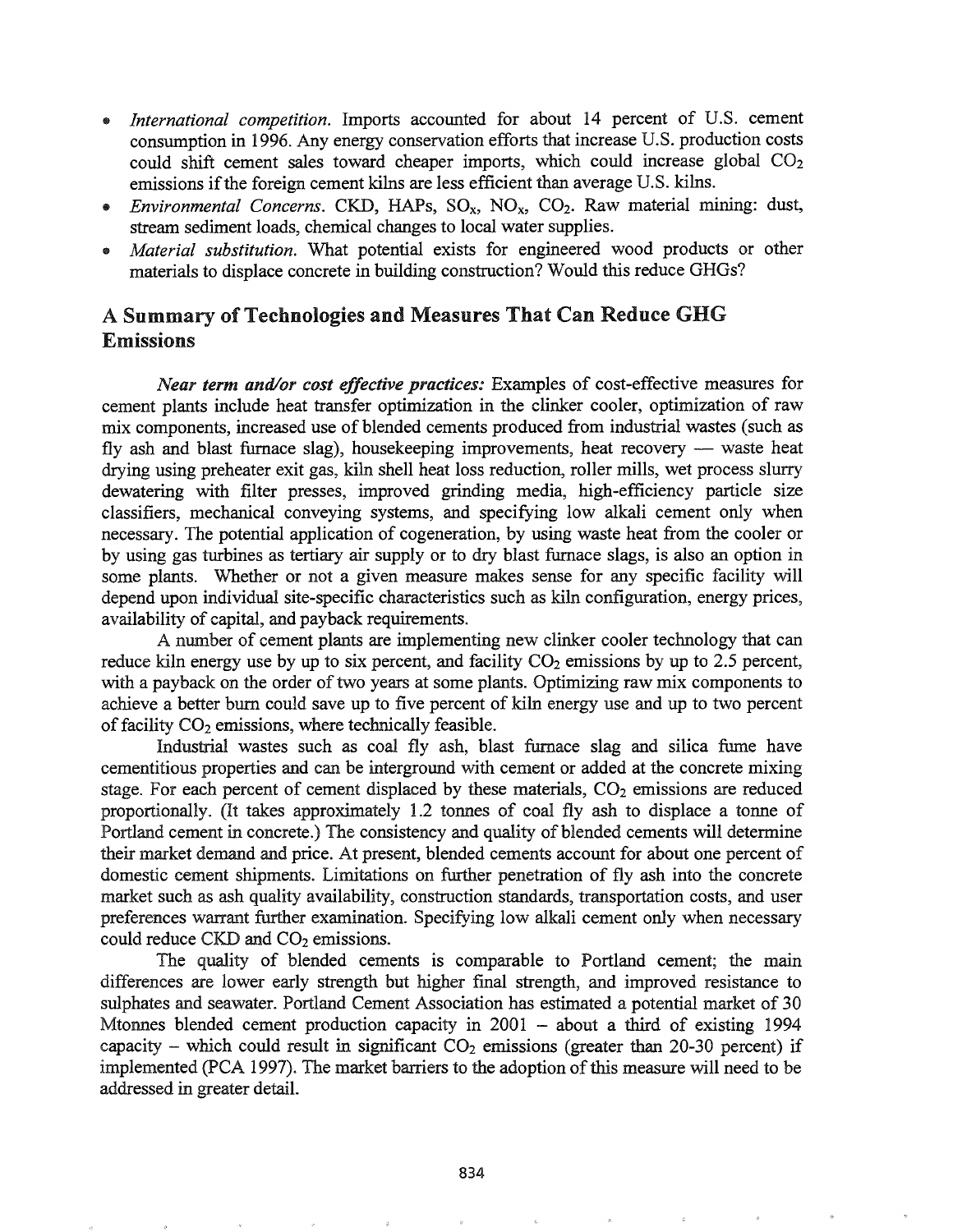- *International competition.* Imports accounted for about 14 percent of U.S. cement consumption in 1996. Any energy conservation efforts that increase U.S. production costs could shift cement sales toward cheaper imports, which could increase global $CO_2$ emissions if the foreign cement kilns are less efficient than average U.S. kilns.
- *Environmental Concerns.* CKD, HAPs, $SO_x$, $NO_x$, $CO_2$. Raw material mining: dust, stream sediment loads, chemical changes to local water supplies.
- *Material substitution.* What potential exists for engineered wood products or other materials to displace concrete in building construction? Would this reduce GHGs?

## A Summary of Technologies and Measures That Can Reduce GHG Emissions

*Near term and/or cost effective practices:* Examples of cost-effective measures for cement plants include heat transfer optimization in the clinker cooler, optimization of raw mix components, increased use of blended cements produced from industrial wastes (such as fly ash and blast furnace slag), housekeeping improvements, heat recovery — waste heat drying using preheater exit gas, kiln shell heat loss reduction, roller mills, wet process slurry dewatering with filter presses, improved grinding media, high-efficiency particle size classifiers, mechanical conveying systems, and specifying low alkali cement only when necessary. The potential application of cogeneration, by using waste heat from the cooler or by using gas turbines as tertiary air supply or to dry blast furnace slags, is also an option in some plants. Whether or not a given measure makes sense for any specific facility will depend upon individual site-specific characteristics such as kiln configuration, energy prices, availability of capital, and payback requirements.

A number of cement plants are implementing new clinker cooler technology that can reduce kiln energy use by up to six percent, and facility $CO_2$ emissions by up to 2.5 percent, with a payback on the order of two years at some plants. Optimizing raw mix components to achieve a better burn could save up to five percent of kiln energy use and up to two percent of facility $CO_2$ emissions, where technically feasible.

Industrial wastes such as coal fly ash, blast furnace slag and silica fume have cementitious properties and can be interground with cement or added at the concrete mixing stage. For each percent of cement displaced by these materials, $CO_2$ emissions are reduced proportionally. (It takes approximately 1.2 tonnes of coal fly ash to displace a tonne of Portland cement in concrete.) The consistency and quality of blended cements will determine their market demand and price. At present, blended cements account for about one percent of domestic cement shipments. Limitations on further penetration of fly ash into the concrete market such as ash quality availability, construction standards, transportation costs, and user preferences warrant further examination. Specifying low alkali cement only when necessary could reduce CKD and $CO_2$ emissions.

The quality of blended cements is comparable to Portland cement; the main differences are lower early strength but higher final strength, and improved resistance to sulphates and seawater. Portland Cement Association has estimated a potential market of 30 Mtonnes blended cement production capacity in 2001 – about a third of existing 1994 capacity – which could result in significant $CO_2$ emissions (greater than 20-30 percent) if implemented (PCA 1997). The market barriers to the adoption of this measure will need to be addressed in greater detail.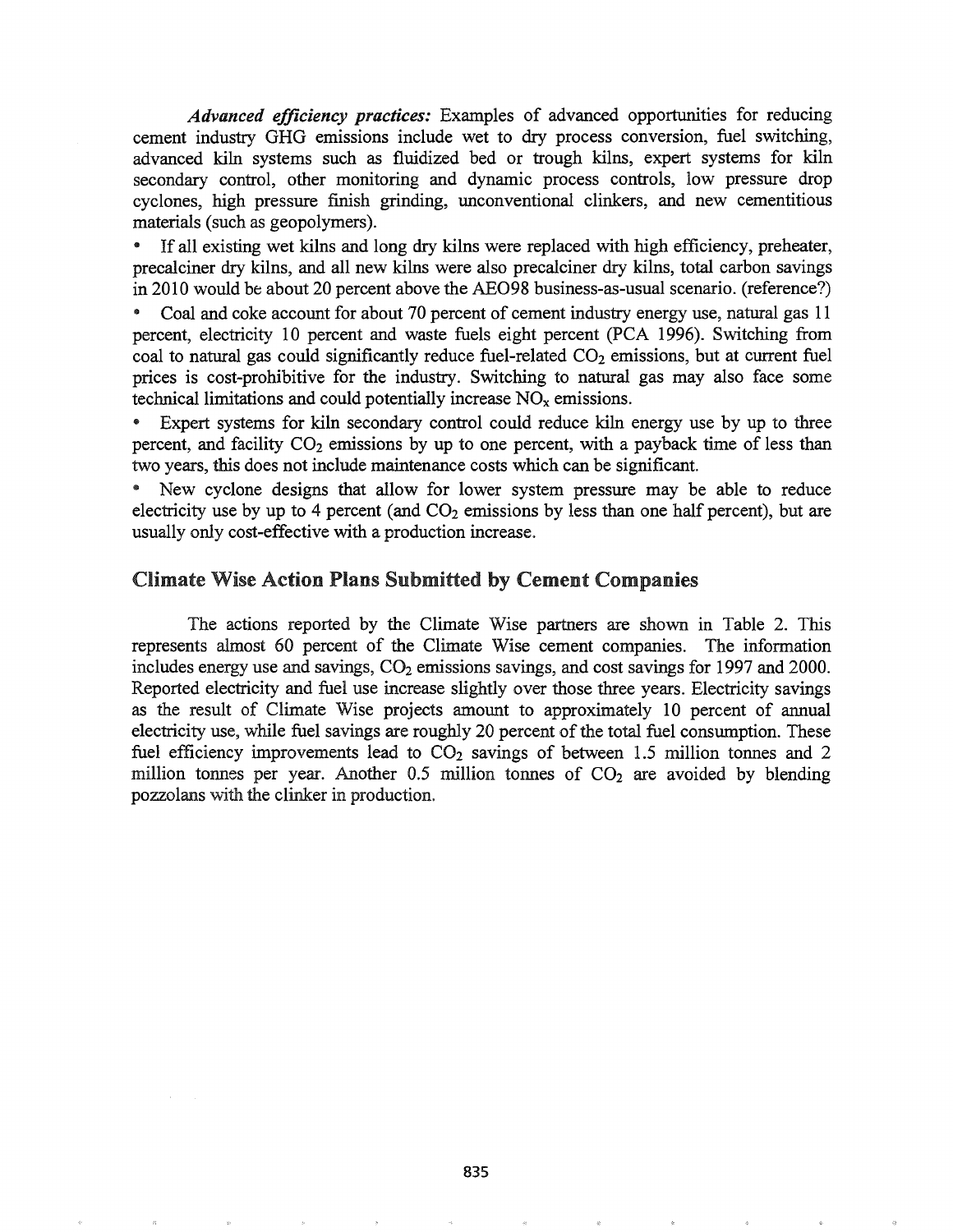*Advanced efficiency practices:* Examples of advanced opportunities for reducing cement industry GHG emissions include wet to dry process conversion, fuel switching, advanced kiln systems such as fluidized bed or trough kilns, expert systems for kiln secondary control, other monitoring and dynamic process controls, low pressure drop cyclones, high pressure finish grinding, unconventional clinkers, and new cementitious materials (such as geopolymers).

- If all existing wet kilns and long dry kilns were replaced with high efficiency, preheater, precalciner dry kilns, and all new kilns were also precalciner dry kilns, total carbon savings in 2010 would be about 20 percent above the AEO98 business-as-usual scenario. (reference?)
- Coal and coke account for about 70 percent of cement industry energy use, natural gas 11 percent, electricity 10 percent and waste fuels eight percent (PCA 1996). Switching from coal to natural gas could significantly reduce fuel-related $CO_2$ emissions, but at current fuel prices is cost-prohibitive for the industry. Switching to natural gas may also face some technical limitations and could potentially increase $NO_x$ emissions.
- Expert systems for kiln secondary control could reduce kiln energy use by up to three percent, and facility $CO_2$ emissions by up to one percent, with a payback time of less than two years, this does not include maintenance costs which can be significant.
- New cyclone designs that allow for lower system pressure may be able to reduce electricity use by up to 4 percent (and $CO_2$ emissions by less than one half percent), but are usually only cost-effective with a production increase.

## Climate Wise Action Plans Submitted by Cement Companies

The actions reported by the Climate Wise partners are shown in Table 2. This represents almost 60 percent of the Climate Wise cement companies. The information includes energy use and savings, $CO_2$ emissions savings, and cost savings for 1997 and 2000. Reported electricity and fuel use increase slightly over those three years. Electricity savings as the result of Climate Wise projects amount to approximately 10 percent of annual electricity use, while fuel savings are roughly 20 percent of the total fuel consumption. These fuel efficiency improvements lead to $CO_2$ savings of between 1.5 million tonnes and 2 million tonnes per year. Another 0.5 million tonnes of $CO_2$ are avoided by blending pozzolans with the clinker in production.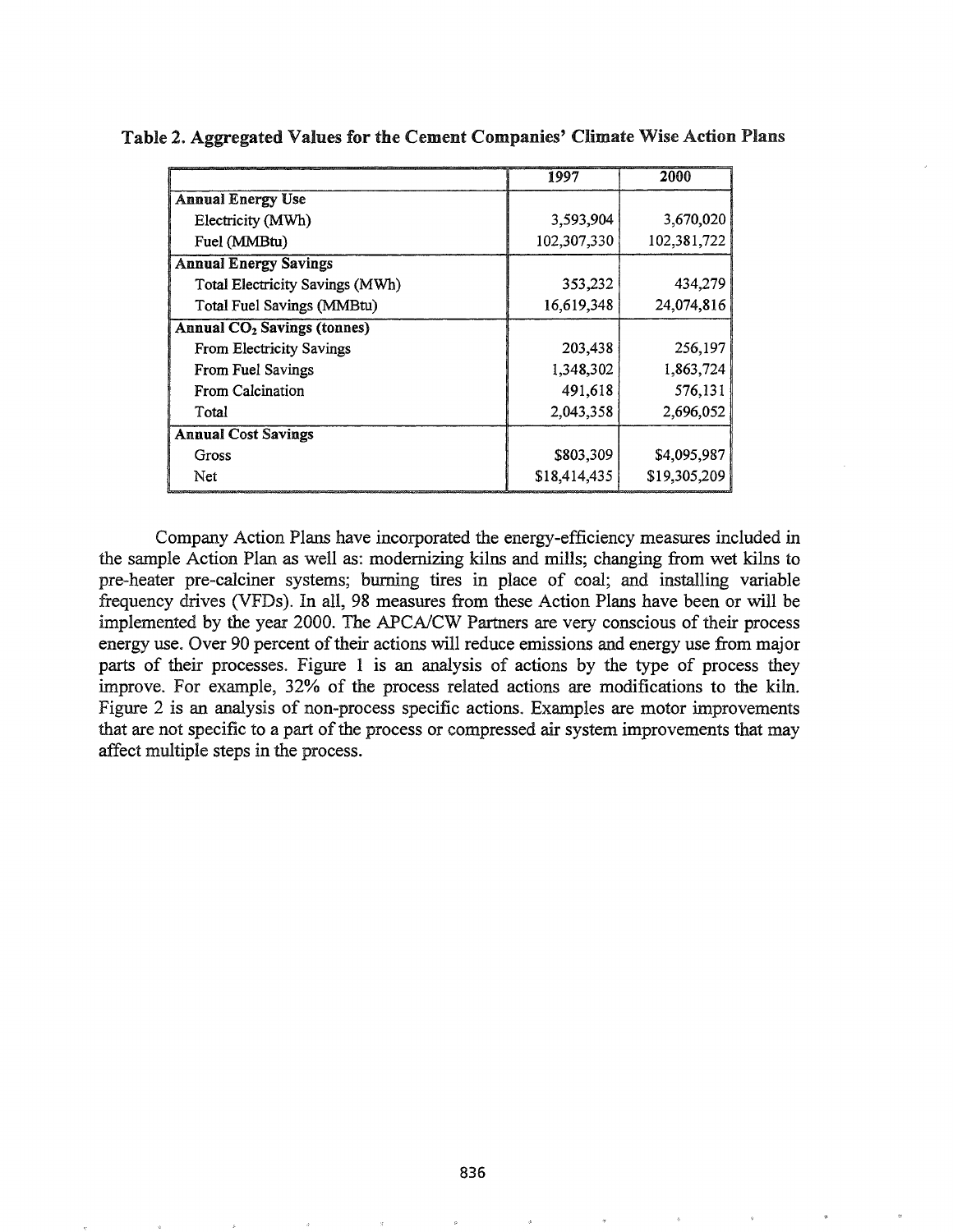**Table 2. Aggregated Values for the Cement Companies' Climate Wise Action Plans**

| | 1997 | 2000 |
|---|---|---|
| **Annual Energy Use** | | |
| Electricity (MWh) | 3,593,904 | 3,670,020 |
| Fuel (MMBtu) | 102,307,330 | 102,381,722 |
| **Annual Energy Savings** | | |
| Total Electricity Savings (MWh) | 353,232 | 434,279 |
| Total Fuel Savings (MMBtu) | 16,619,348 | 24,074,816 |
| **Annual $CO_2$ Savings (tonnes)** | | |
| From Electricity Savings | 203,438 | 256,197 |
| From Fuel Savings | 1,348,302 | 1,863,724 |
| From Calcination | 491,618 | 576,131 |
| Total | 2,043,358 | 2,696,052 |
| **Annual Cost Savings** | | |
| Gross | $803,309 | $4,095,987 |
| Net | $18,414,435 | $19,305,209 |

Company Action Plans have incorporated the energy-efficiency measures included in the sample Action Plan as well as: modernizing kilns and mills; changing from wet kilns to pre-heater pre-calciner systems; burning tires in place of coal; and installing variable frequency drives (VFDs). In all, 98 measures from these Action Plans have been or will be implemented by the year 2000. The APCA/CW Partners are very conscious of their process energy use. Over 90 percent of their actions will reduce emissions and energy use from major parts of their processes. Figure 1 is an analysis of actions by the type of process they improve. For example, 32% of the process related actions are modifications to the kiln. Figure 2 is an analysis of non-process specific actions. Examples are motor improvements that are not specific to a part of the process or compressed air system improvements that may affect multiple steps in the process.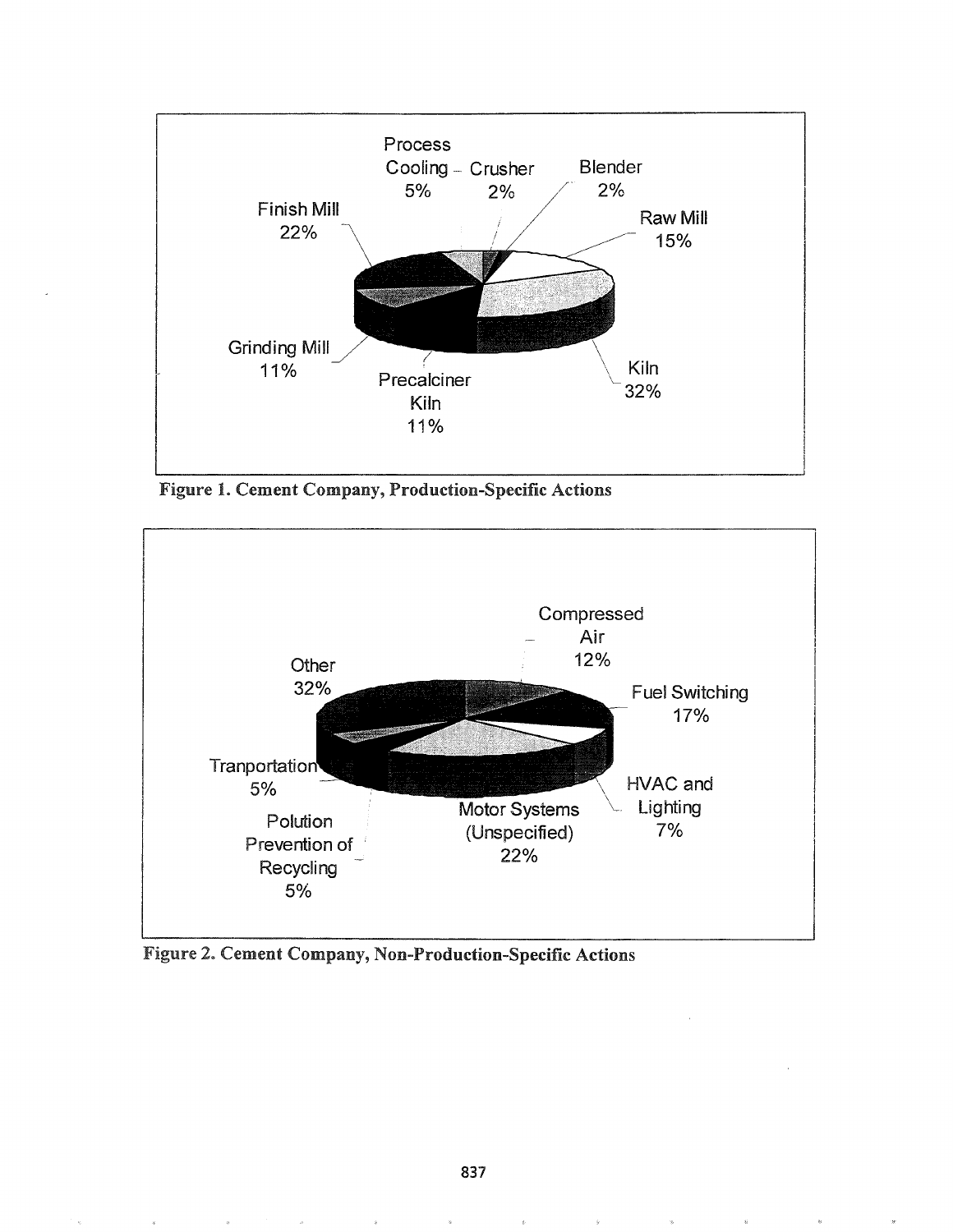Figure 1. Cement Company, Production-Specific Actions

Figure 2. Cement Company, Non-Production-Specific Actions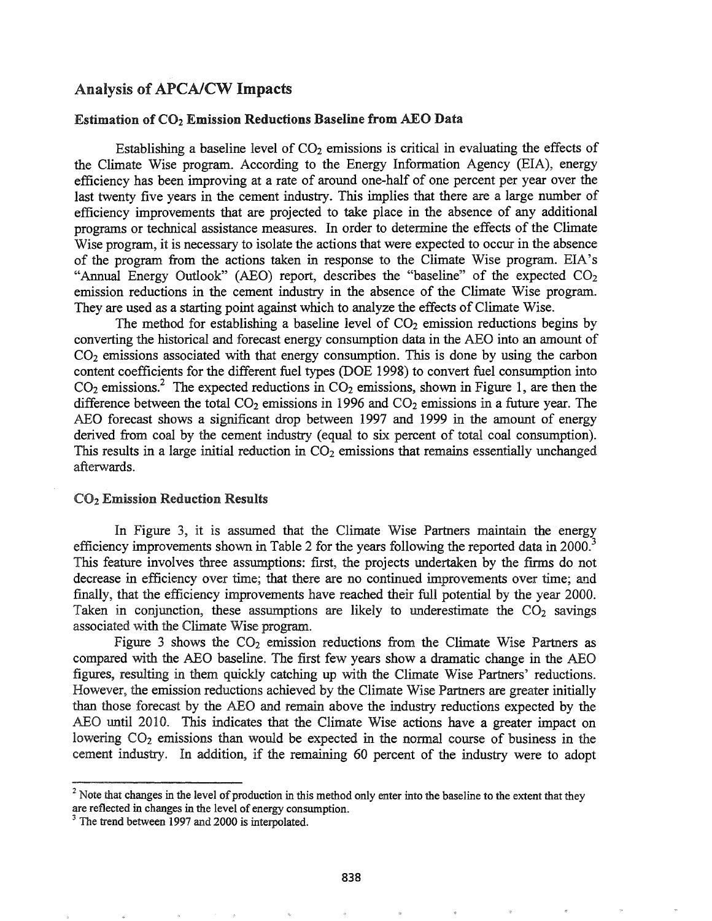## Analysis of APCA/CW Impacts

### Estimation of $CO_2$ Emission Reductions Baseline from AEO Data

Establishing a baseline level of $CO_2$ emissions is critical in evaluating the effects of the Climate Wise program. According to the Energy Information Agency (EIA), energy efficiency has been improving at a rate of around one-half of one percent per year over the last twenty five years in the cement industry. This implies that there are a large number of efficiency improvements that are projected to take place in the absence of any additional programs or technical assistance measures. In order to determine the effects of the Climate Wise program, it is necessary to isolate the actions that were expected to occur in the absence of the program from the actions taken in response to the Climate Wise program. EIA's "Annual Energy Outlook" (AEO) report, describes the "baseline" of the expected $CO_2$ emission reductions in the cement industry in the absence of the Climate Wise program. They are used as a starting point against which to analyze the effects of Climate Wise.

The method for establishing a baseline level of $CO_2$ emission reductions begins by converting the historical and forecast energy consumption data in the AEO into an amount of $CO_2$ emissions associated with that energy consumption. This is done by using the carbon content coefficients for the different fuel types (DOE 1998) to convert fuel consumption into $CO_2$ emissions.[2] The expected reductions in $CO_2$ emissions, shown in Figure 1, are then the difference between the total $CO_2$ emissions in 1996 and $CO_2$ emissions in a future year. The AEO forecast shows a significant drop between 1997 and 1999 in the amount of energy derived from coal by the cement industry (equal to six percent of total coal consumption). This results in a large initial reduction in $CO_2$ emissions that remains essentially unchanged afterwards.

### $CO_2$ Emission Reduction Results

In Figure 3, it is assumed that the Climate Wise Partners maintain the energy efficiency improvements shown in Table 2 for the years following the reported data in 2000.[3] This feature involves three assumptions: first, the projects undertaken by the firms do not decrease in efficiency over time; that there are no continued improvements over time; and finally, that the efficiency improvements have reached their full potential by the year 2000. Taken in conjunction, these assumptions are likely to underestimate the $CO_2$ savings associated with the Climate Wise program.

Figure 3 shows the $CO_2$ emission reductions from the Climate Wise Partners as compared with the AEO baseline. The first few years show a dramatic change in the AEO figures, resulting in them quickly catching up with the Climate Wise Partners' reductions. However, the emission reductions achieved by the Climate Wise Partners are greater initially than those forecast by the AEO and remain above the industry reductions expected by the AEO until 2010. This indicates that the Climate Wise actions have a greater impact on lowering $CO_2$ emissions than would be expected in the normal course of business in the cement industry. In addition, if the remaining 60 percent of the industry were to adopt

---

[2] Note that changes in the level of production in this method only enter into the baseline to the extent that they are reflected in changes in the level of energy consumption.

[3] The trend between 1997 and 2000 is interpolated.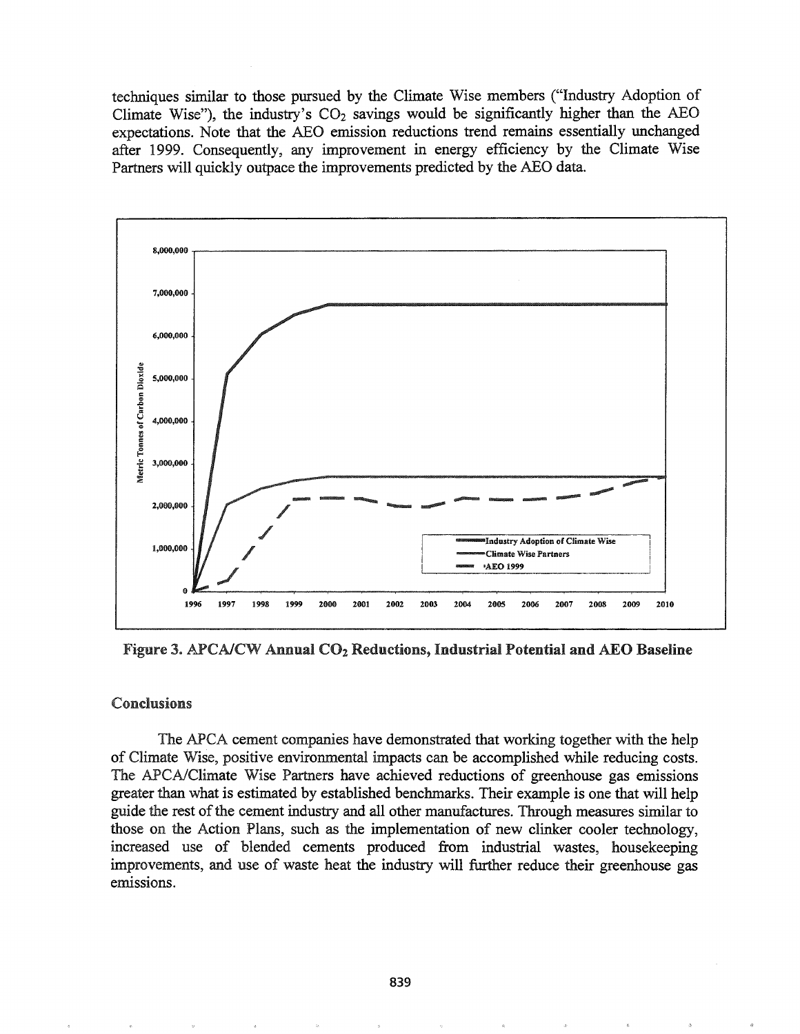techniques similar to those pursued by the Climate Wise members ("Industry Adoption of Climate Wise"), the industry's $CO_2$ savings would be significantly higher than the AEO expectations. Note that the AEO emission reductions trend remains essentially unchanged after 1999. Consequently, any improvement in energy efficiency by the Climate Wise Partners will quickly outpace the improvements predicted by the AEO data.

**Figure 3. APCA/CW Annual $CO_2$ Reductions, Industrial Potential and AEO Baseline**

## Conclusions

The APCA cement companies have demonstrated that working together with the help of Climate Wise, positive environmental impacts can be accomplished while reducing costs. The APCA/Climate Wise Partners have achieved reductions of greenhouse gas emissions greater than what is estimated by established benchmarks. Their example is one that will help guide the rest of the cement industry and all other manufactures. Through measures similar to those on the Action Plans, such as the implementation of new clinker cooler technology, increased use of blended cements produced from industrial wastes, housekeeping improvements, and use of waste heat the industry will further reduce their greenhouse gas emissions.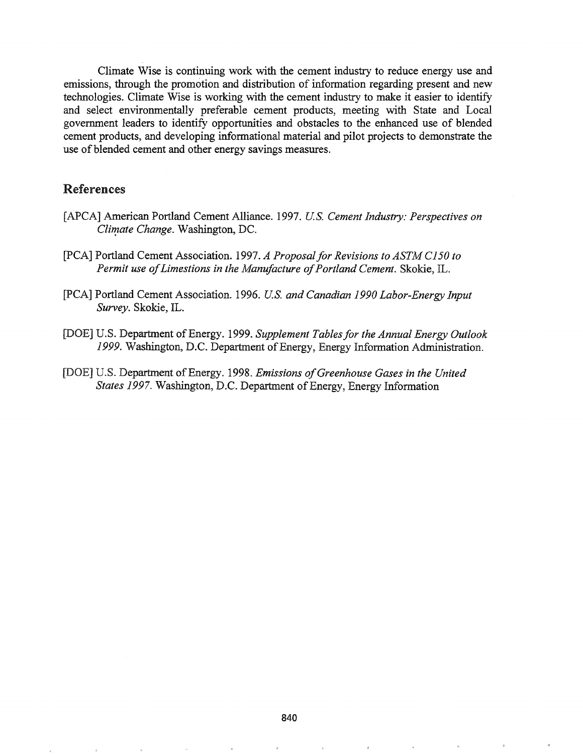Climate Wise is continuing work with the cement industry to reduce energy use and emissions, through the promotion and distribution of information regarding present and new technologies. Climate Wise is working with the cement industry to make it easier to identify and select environmentally preferable cement products, meeting with State and Local government leaders to identify opportunities and obstacles to the enhanced use of blended cement products, and developing informational material and pilot projects to demonstrate the use of blended cement and other energy savings measures.

## References

[APCA] American Portland Cement Alliance. 1997. *U.S. Cement Industry: Perspectives on Climate Change*. Washington, DC.

[PCA] Portland Cement Association. 1997. *A Proposal for Revisions to ASTM C150 to Permit use of Limestions in the Manufacture of Portland Cement*. Skokie, IL.

[PCA] Portland Cement Association. 1996. *U.S. and Canadian 1990 Labor-Energy Input Survey*. Skokie, IL.

[DOE] U.S. Department of Energy. 1999. *Supplement Tables for the Annual Energy Outlook 1999*. Washington, D.C. Department of Energy, Energy Information Administration.

[DOE] U.S. Department of Energy. 1998. *Emissions of Greenhouse Gases in the United States 1997*. Washington, D.C. Department of Energy, Energy Information